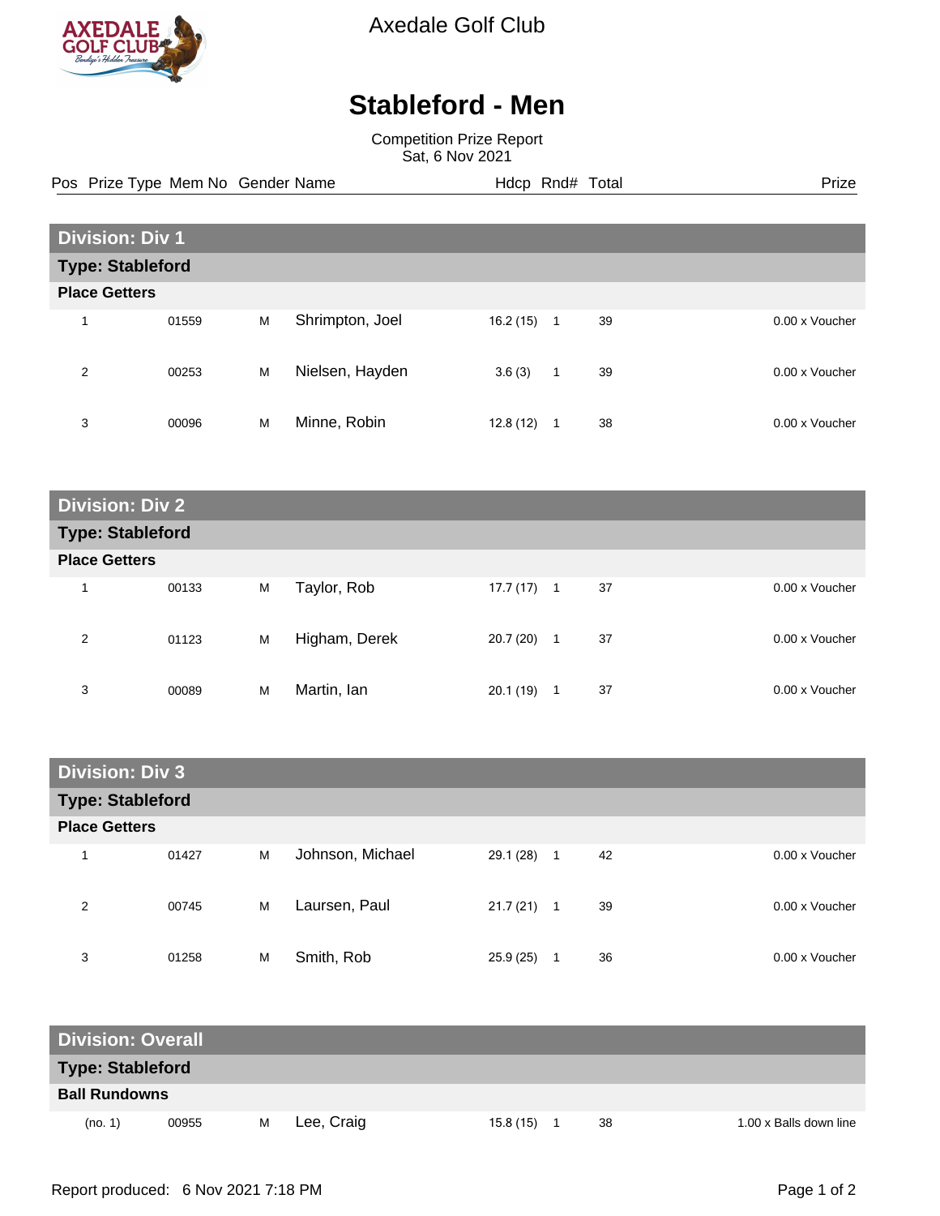Axedale Golf Club

# Stableford - Men

Competition Prize Report
Sat, 6 Nov 2021

| Pos | Prize Type | Mem No | Gender | Name | Hdcp | Rnd# | Total | Prize |
|---|---|---|---|---|---|---|---|---|
| **Division: Div 1** | | | | | | | | |
| **Type: Stableford** | | | | | | | | |
| **Place Getters** | | | | | | | | |
| 1 | | 01559 | M | Shrimpton, Joel | 16.2 (15) | 1 | 39 | 0.00 x Voucher |
| 2 | | 00253 | M | Nielsen, Hayden | 3.6 (3) | 1 | 39 | 0.00 x Voucher |
| 3 | | 00096 | M | Minne, Robin | 12.8 (12) | 1 | 38 | 0.00 x Voucher |
| **Division: Div 2** | | | | | | | | |
| **Type: Stableford** | | | | | | | | |
| **Place Getters** | | | | | | | | |
| 1 | | 00133 | M | Taylor, Rob | 17.7 (17) | 1 | 37 | 0.00 x Voucher |
| 2 | | 01123 | M | Higham, Derek | 20.7 (20) | 1 | 37 | 0.00 x Voucher |
| 3 | | 00089 | M | Martin, Ian | 20.1 (19) | 1 | 37 | 0.00 x Voucher |
| **Division: Div 3** | | | | | | | | |
| **Type: Stableford** | | | | | | | | |
| **Place Getters** | | | | | | | | |
| 1 | | 01427 | M | Johnson, Michael | 29.1 (28) | 1 | 42 | 0.00 x Voucher |
| 2 | | 00745 | M | Laursen, Paul | 21.7 (21) | 1 | 39 | 0.00 x Voucher |
| 3 | | 01258 | M | Smith, Rob | 25.9 (25) | 1 | 36 | 0.00 x Voucher |
| **Division: Overall** | | | | | | | | |
| **Type: Stableford** | | | | | | | | |
| **Ball Rundowns** | | | | | | | | |
| (no. 1) | | 00955 | M | Lee, Craig | 15.8 (15) | 1 | 38 | 1.00 x Balls down line |

Report produced: 6 Nov 2021 7:18 PM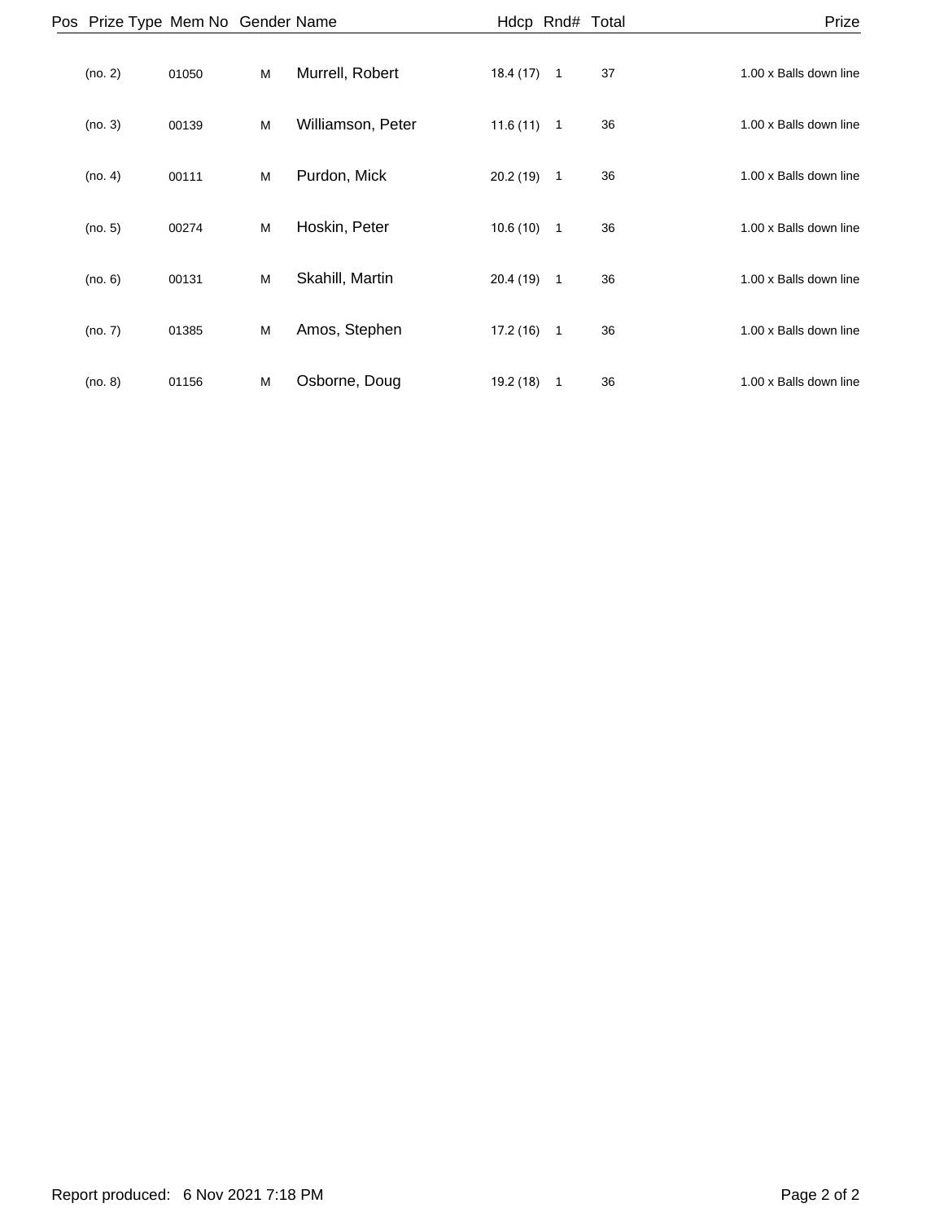| Pos | Prize Type | Mem No | Gender | Name | Hdcp | Rnd# | Total | Prize |
|---|---|---|---|---|---|---|---|---|
| | (no. 2) | 01050 | M | Murrell, Robert | 18.4 (17) | 1 | 37 | 1.00 x Balls down line |
| | (no. 3) | 00139 | M | Williamson, Peter | 11.6 (11) | 1 | 36 | 1.00 x Balls down line |
| | (no. 4) | 00111 | M | Purdon, Mick | 20.2 (19) | 1 | 36 | 1.00 x Balls down line |
| | (no. 5) | 00274 | M | Hoskin, Peter | 10.6 (10) | 1 | 36 | 1.00 x Balls down line |
| | (no. 6) | 00131 | M | Skahill, Martin | 20.4 (19) | 1 | 36 | 1.00 x Balls down line |
| | (no. 7) | 01385 | M | Amos, Stephen | 17.2 (16) | 1 | 36 | 1.00 x Balls down line |
| | (no. 8) | 01156 | M | Osborne, Doug | 19.2 (18) | 1 | 36 | 1.00 x Balls down line |

Report produced: 6 Nov 2021 7:18 PM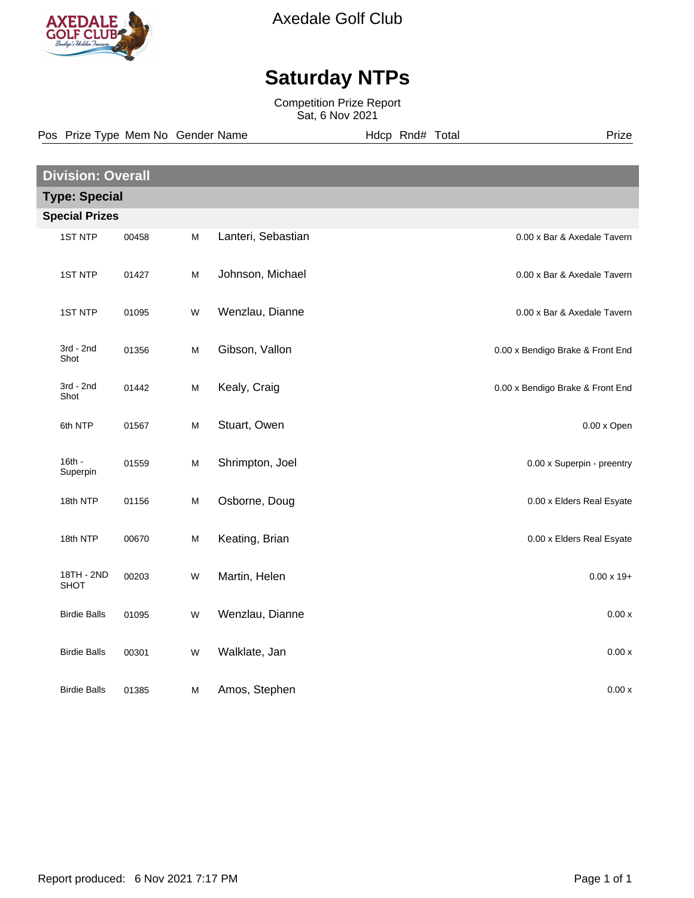Axedale Golf Club

# Saturday NTPs

Competition Prize Report
Sat, 6 Nov 2021

## Division: Overall

### Type: Special

#### Special Prizes

| Pos | Prize Type | Mem No | Gender | Name | Hdcp | Rnd# | Total | Prize |
|---|---|---|---|---|---|---|---|---|
| | 1ST NTP | 00458 | M | Lanteri, Sebastian | | | | 0.00 x Bar & Axedale Tavern |
| | 1ST NTP | 01427 | M | Johnson, Michael | | | | 0.00 x Bar & Axedale Tavern |
| | 1ST NTP | 01095 | W | Wenzlau, Dianne | | | | 0.00 x Bar & Axedale Tavern |
| | 3rd - 2nd Shot | 01356 | M | Gibson, Vallon | | | | 0.00 x Bendigo Brake & Front End |
| | 3rd - 2nd Shot | 01442 | M | Kealy, Craig | | | | 0.00 x Bendigo Brake & Front End |
| | 6th NTP | 01567 | M | Stuart, Owen | | | | 0.00 x Open |
| | 16th - Superpin | 01559 | M | Shrimpton, Joel | | | | 0.00 x Superpin - preentry |
| | 18th NTP | 01156 | M | Osborne, Doug | | | | 0.00 x Elders Real Esyate |
| | 18th NTP | 00670 | M | Keating, Brian | | | | 0.00 x Elders Real Esyate |
| | 18TH - 2ND SHOT | 00203 | W | Martin, Helen | | | | 0.00 x 19+ |
| | Birdie Balls | 01095 | W | Wenzlau, Dianne | | | | 0.00 x |
| | Birdie Balls | 00301 | W | Walklate, Jan | | | | 0.00 x |
| | Birdie Balls | 01385 | M | Amos, Stephen | | | | 0.00 x |

Report produced: 6 Nov 2021 7:17 PM